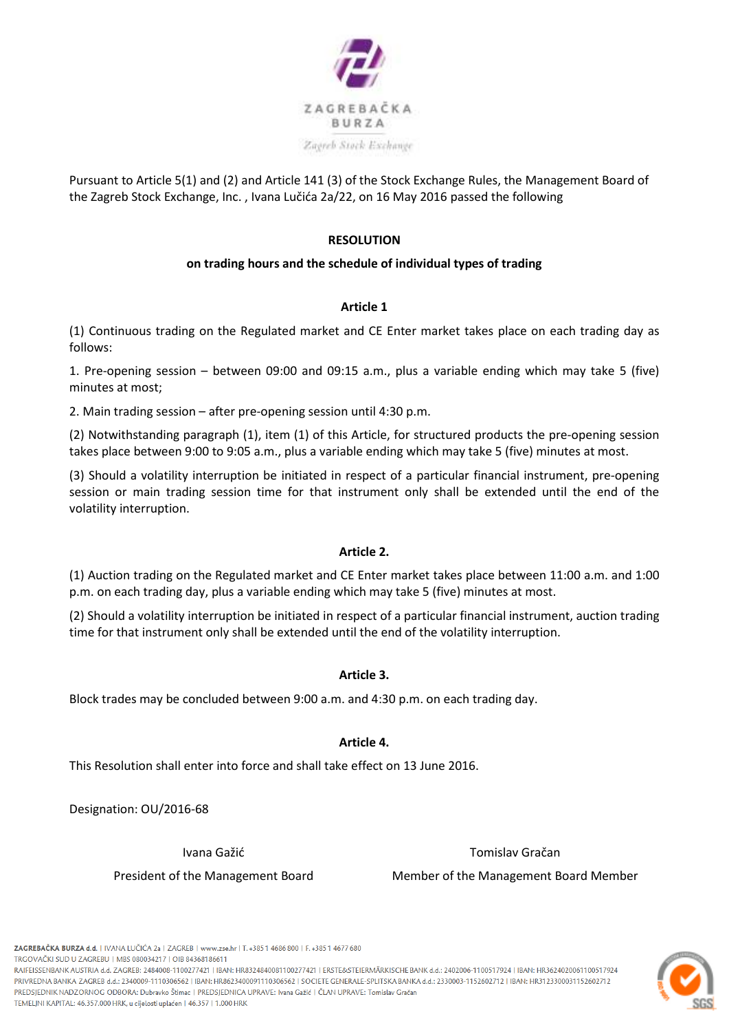Pursuant to Article 5(1) and (2) and Article 141 (3) of the Stock Exchange Rules, the Management Board of the Zagreb Stock Exchange, Inc. , Ivana Lučića 2a/22, on 16 May 2016 passed the following

**RESOLUTION**

**on trading hours and the schedule of individual types of trading**

**Article 1**

(1) Continuous trading on the Regulated market and CE Enter market takes place on each trading day as follows:

1. Pre-opening session – between 09:00 and 09:15 a.m., plus a variable ending which may take 5 (five) minutes at most;

2. Main trading session – after pre-opening session until 4:30 p.m.

(2) Notwithstanding paragraph (1), item (1) of this Article, for structured products the pre-opening session takes place between 9:00 to 9:05 a.m., plus a variable ending which may take 5 (five) minutes at most.

(3) Should a volatility interruption be initiated in respect of a particular financial instrument, pre-opening session or main trading session time for that instrument only shall be extended until the end of the volatility interruption.

**Article 2.**

(1) Auction trading on the Regulated market and CE Enter market takes place between 11:00 a.m. and 1:00 p.m. on each trading day, plus a variable ending which may take 5 (five) minutes at most.

(2) Should a volatility interruption be initiated in respect of a particular financial instrument, auction trading time for that instrument only shall be extended until the end of the volatility interruption.

**Article 3.**

Block trades may be concluded between 9:00 a.m. and 4:30 p.m. on each trading day.

**Article 4.**

This Resolution shall enter into force and shall take effect on 13 June 2016.

Designation: OU/2016-68

Ivana Gažić
President of the Management Board

Tomislav Gračan
Member of the Management Board Member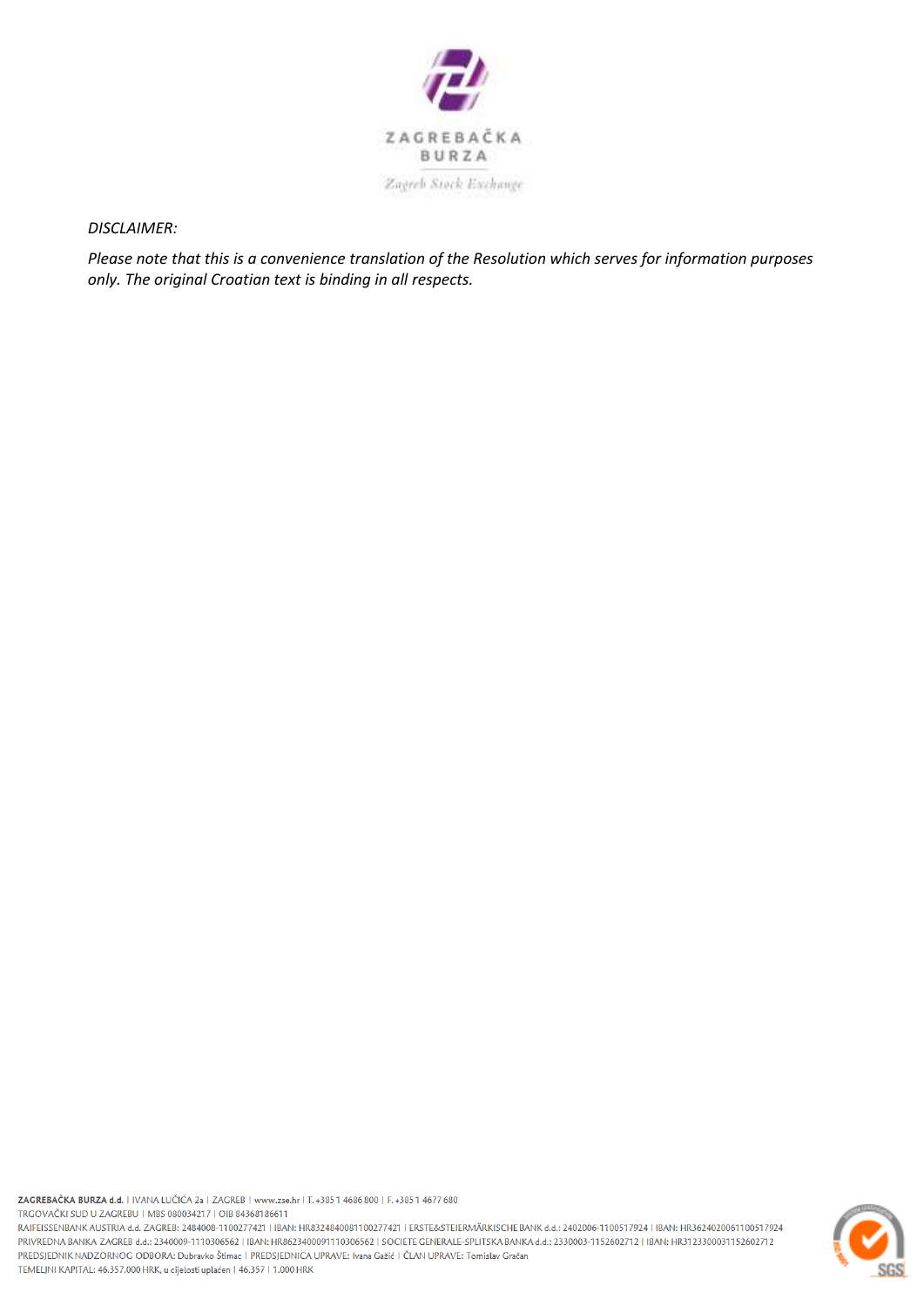*DISCLAIMER:*

*Please note that this is a convenience translation of the Resolution which serves for information purposes only. The original Croatian text is binding in all respects.*